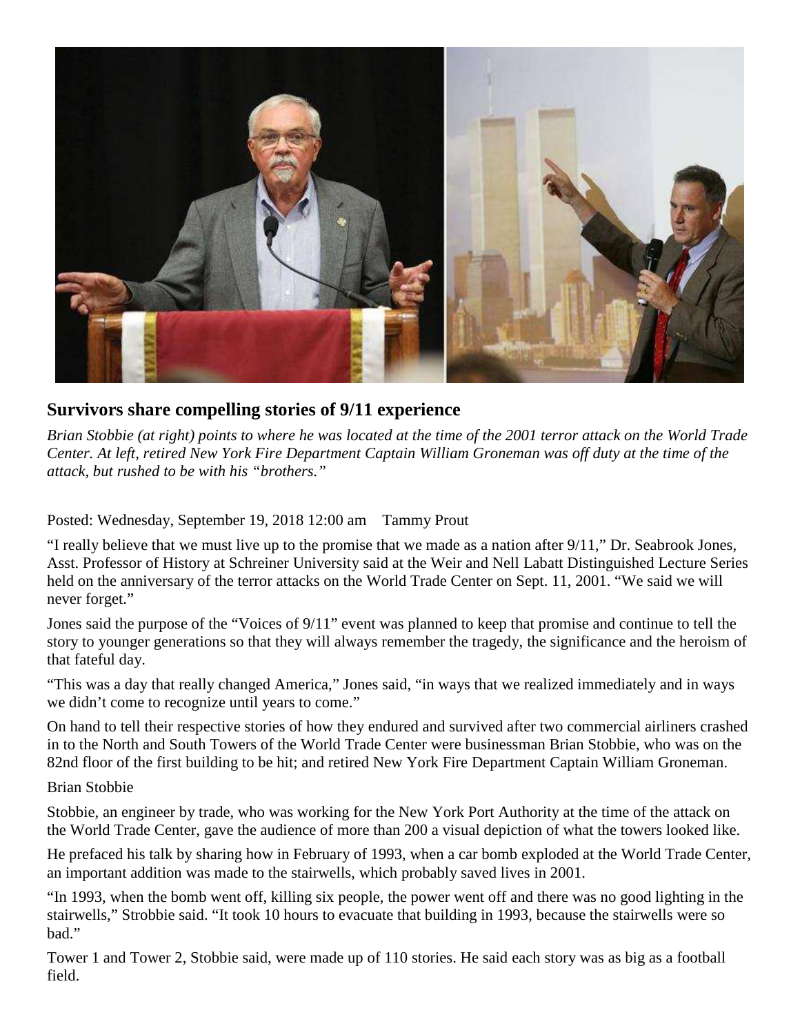## Survivors share compelling stories of 9/11 experience

*Brian Stobbie (at right) points to where he was located at the time of the 2001 terror attack on the World Trade Center. At left, retired New York Fire Department Captain William Groneman was off duty at the time of the attack, but rushed to be with his "brothers."*

Posted: Wednesday, September 19, 2018 12:00 am Tammy Prout

"I really believe that we must live up to the promise that we made as a nation after 9/11," Dr. Seabrook Jones, Asst. Professor of History at Schreiner University said at the Weir and Nell Labatt Distinguished Lecture Series held on the anniversary of the terror attacks on the World Trade Center on Sept. 11, 2001. "We said we will never forget."

Jones said the purpose of the "Voices of 9/11" event was planned to keep that promise and continue to tell the story to younger generations so that they will always remember the tragedy, the significance and the heroism of that fateful day.

"This was a day that really changed America," Jones said, "in ways that we realized immediately and in ways we didn't come to recognize until years to come."

On hand to tell their respective stories of how they endured and survived after two commercial airliners crashed in to the North and South Towers of the World Trade Center were businessman Brian Stobbie, who was on the 82nd floor of the first building to be hit; and retired New York Fire Department Captain William Groneman.

Brian Stobbie

Stobbie, an engineer by trade, who was working for the New York Port Authority at the time of the attack on the World Trade Center, gave the audience of more than 200 a visual depiction of what the towers looked like.

He prefaced his talk by sharing how in February of 1993, when a car bomb exploded at the World Trade Center, an important addition was made to the stairwells, which probably saved lives in 2001.

"In 1993, when the bomb went off, killing six people, the power went off and there was no good lighting in the stairwells," Strobbie said. "It took 10 hours to evacuate that building in 1993, because the stairwells were so bad."

Tower 1 and Tower 2, Stobbie said, were made up of 110 stories. He said each story was as big as a football field.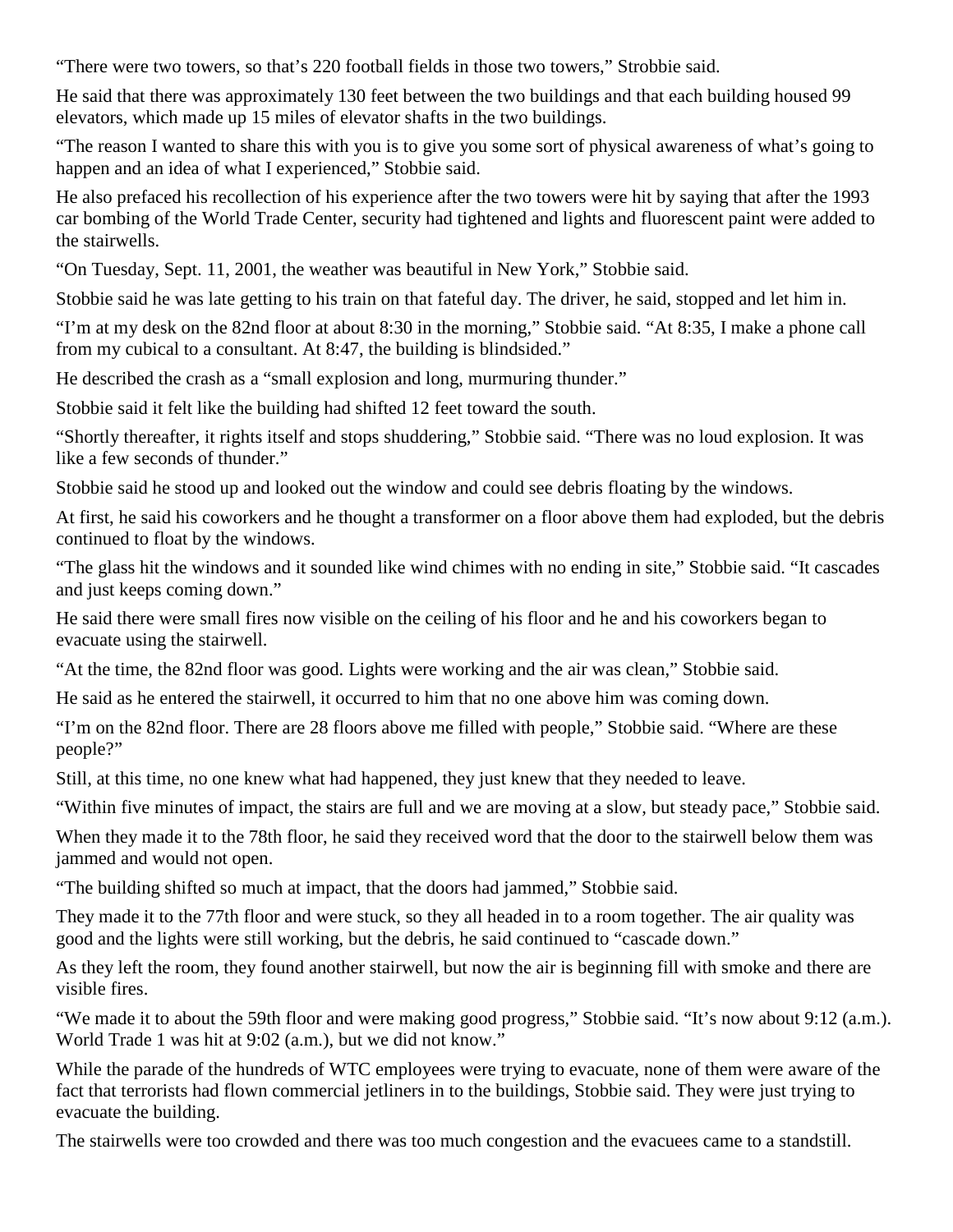"There were two towers, so that's 220 football fields in those two towers," Strobbie said.

He said that there was approximately 130 feet between the two buildings and that each building housed 99 elevators, which made up 15 miles of elevator shafts in the two buildings.

"The reason I wanted to share this with you is to give you some sort of physical awareness of what's going to happen and an idea of what I experienced," Stobbie said.

He also prefaced his recollection of his experience after the two towers were hit by saying that after the 1993 car bombing of the World Trade Center, security had tightened and lights and fluorescent paint were added to the stairwells.

"On Tuesday, Sept. 11, 2001, the weather was beautiful in New York," Stobbie said.

Stobbie said he was late getting to his train on that fateful day. The driver, he said, stopped and let him in.

"I'm at my desk on the 82nd floor at about 8:30 in the morning," Stobbie said. "At 8:35, I make a phone call from my cubical to a consultant. At 8:47, the building is blindsided."

He described the crash as a "small explosion and long, murmuring thunder."

Stobbie said it felt like the building had shifted 12 feet toward the south.

"Shortly thereafter, it rights itself and stops shuddering," Stobbie said. "There was no loud explosion. It was like a few seconds of thunder."

Stobbie said he stood up and looked out the window and could see debris floating by the windows.

At first, he said his coworkers and he thought a transformer on a floor above them had exploded, but the debris continued to float by the windows.

"The glass hit the windows and it sounded like wind chimes with no ending in site," Stobbie said. "It cascades and just keeps coming down."

He said there were small fires now visible on the ceiling of his floor and he and his coworkers began to evacuate using the stairwell.

"At the time, the 82nd floor was good. Lights were working and the air was clean," Stobbie said.

He said as he entered the stairwell, it occurred to him that no one above him was coming down.

"I'm on the 82nd floor. There are 28 floors above me filled with people," Stobbie said. "Where are these people?"

Still, at this time, no one knew what had happened, they just knew that they needed to leave.

"Within five minutes of impact, the stairs are full and we are moving at a slow, but steady pace," Stobbie said.

When they made it to the 78th floor, he said they received word that the door to the stairwell below them was jammed and would not open.

"The building shifted so much at impact, that the doors had jammed," Stobbie said.

They made it to the 77th floor and were stuck, so they all headed in to a room together. The air quality was good and the lights were still working, but the debris, he said continued to "cascade down."

As they left the room, they found another stairwell, but now the air is beginning fill with smoke and there are visible fires.

"We made it to about the 59th floor and were making good progress," Stobbie said. "It's now about 9:12 (a.m.). World Trade 1 was hit at 9:02 (a.m.), but we did not know."

While the parade of the hundreds of WTC employees were trying to evacuate, none of them were aware of the fact that terrorists had flown commercial jetliners in to the buildings, Stobbie said. They were just trying to evacuate the building.

The stairwells were too crowded and there was too much congestion and the evacuees came to a standstill.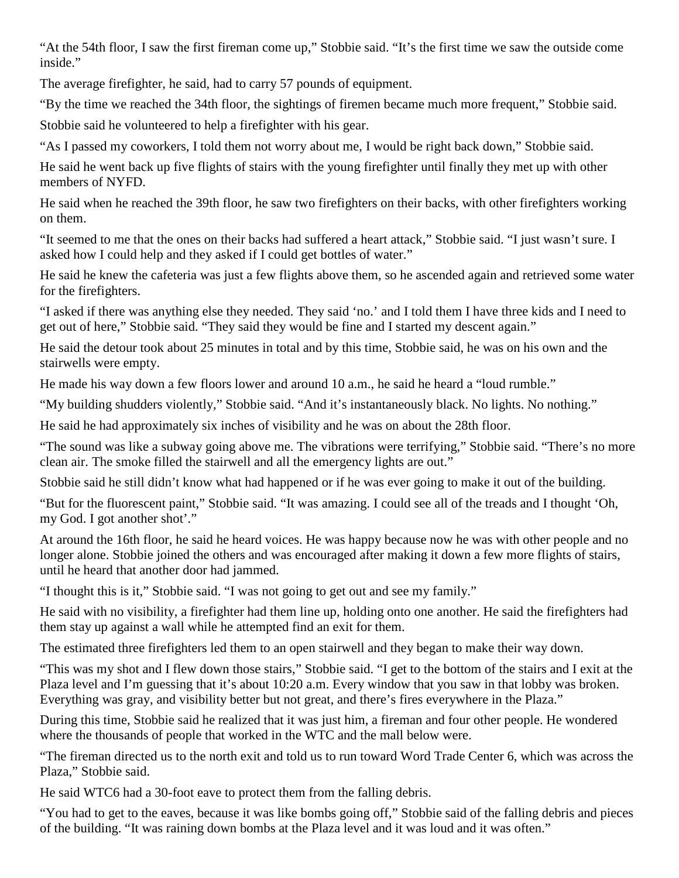"At the 54th floor, I saw the first fireman come up," Stobbie said. "It's the first time we saw the outside come inside."

The average firefighter, he said, had to carry 57 pounds of equipment.

"By the time we reached the 34th floor, the sightings of firemen became much more frequent," Stobbie said.

Stobbie said he volunteered to help a firefighter with his gear.

"As I passed my coworkers, I told them not worry about me, I would be right back down," Stobbie said.

He said he went back up five flights of stairs with the young firefighter until finally they met up with other members of NYFD.

He said when he reached the 39th floor, he saw two firefighters on their backs, with other firefighters working on them.

"It seemed to me that the ones on their backs had suffered a heart attack," Stobbie said. "I just wasn't sure. I asked how I could help and they asked if I could get bottles of water."

He said he knew the cafeteria was just a few flights above them, so he ascended again and retrieved some water for the firefighters.

"I asked if there was anything else they needed. They said 'no.' and I told them I have three kids and I need to get out of here," Stobbie said. "They said they would be fine and I started my descent again."

He said the detour took about 25 minutes in total and by this time, Stobbie said, he was on his own and the stairwells were empty.

He made his way down a few floors lower and around 10 a.m., he said he heard a "loud rumble."

"My building shudders violently," Stobbie said. "And it's instantaneously black. No lights. No nothing."

He said he had approximately six inches of visibility and he was on about the 28th floor.

"The sound was like a subway going above me. The vibrations were terrifying," Stobbie said. "There's no more clean air. The smoke filled the stairwell and all the emergency lights are out."

Stobbie said he still didn't know what had happened or if he was ever going to make it out of the building.

"But for the fluorescent paint," Stobbie said. "It was amazing. I could see all of the treads and I thought 'Oh, my God. I got another shot'."

At around the 16th floor, he said he heard voices. He was happy because now he was with other people and no longer alone. Stobbie joined the others and was encouraged after making it down a few more flights of stairs, until he heard that another door had jammed.

"I thought this is it," Stobbie said. "I was not going to get out and see my family."

He said with no visibility, a firefighter had them line up, holding onto one another. He said the firefighters had them stay up against a wall while he attempted find an exit for them.

The estimated three firefighters led them to an open stairwell and they began to make their way down.

"This was my shot and I flew down those stairs," Stobbie said. "I get to the bottom of the stairs and I exit at the Plaza level and I'm guessing that it's about 10:20 a.m. Every window that you saw in that lobby was broken. Everything was gray, and visibility better but not great, and there's fires everywhere in the Plaza."

During this time, Stobbie said he realized that it was just him, a fireman and four other people. He wondered where the thousands of people that worked in the WTC and the mall below were.

"The fireman directed us to the north exit and told us to run toward Word Trade Center 6, which was across the Plaza," Stobbie said.

He said WTC6 had a 30-foot eave to protect them from the falling debris.

"You had to get to the eaves, because it was like bombs going off," Stobbie said of the falling debris and pieces of the building. "It was raining down bombs at the Plaza level and it was loud and it was often."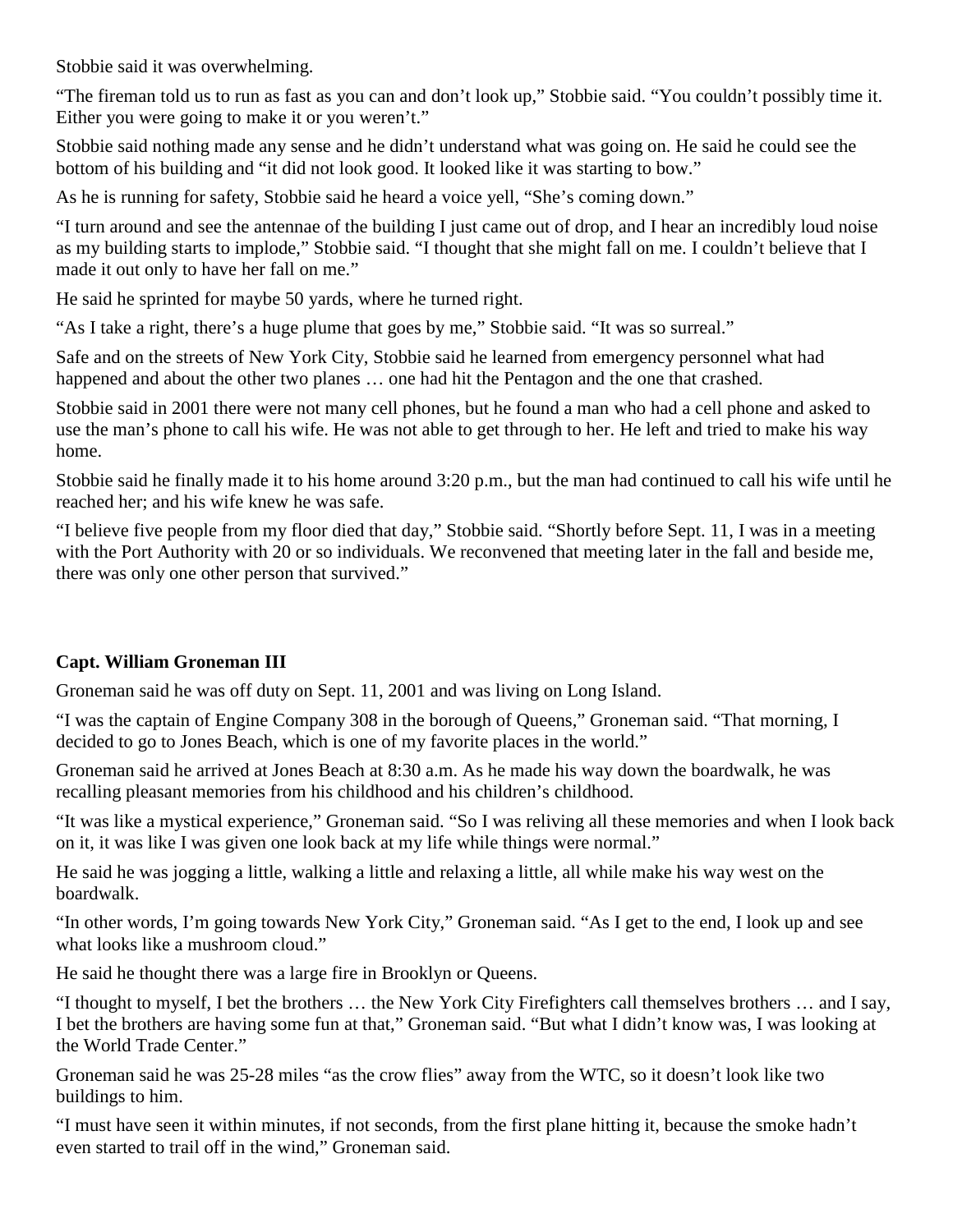Stobbie said it was overwhelming.

"The fireman told us to run as fast as you can and don't look up," Stobbie said. "You couldn't possibly time it. Either you were going to make it or you weren't."

Stobbie said nothing made any sense and he didn't understand what was going on. He said he could see the bottom of his building and "it did not look good. It looked like it was starting to bow."

As he is running for safety, Stobbie said he heard a voice yell, "She's coming down."

"I turn around and see the antennae of the building I just came out of drop, and I hear an incredibly loud noise as my building starts to implode," Stobbie said. "I thought that she might fall on me. I couldn't believe that I made it out only to have her fall on me."

He said he sprinted for maybe 50 yards, where he turned right.

"As I take a right, there's a huge plume that goes by me," Stobbie said. "It was so surreal."

Safe and on the streets of New York City, Stobbie said he learned from emergency personnel what had happened and about the other two planes … one had hit the Pentagon and the one that crashed.

Stobbie said in 2001 there were not many cell phones, but he found a man who had a cell phone and asked to use the man's phone to call his wife. He was not able to get through to her. He left and tried to make his way home.

Stobbie said he finally made it to his home around 3:20 p.m., but the man had continued to call his wife until he reached her; and his wife knew he was safe.

"I believe five people from my floor died that day," Stobbie said. "Shortly before Sept. 11, I was in a meeting with the Port Authority with 20 or so individuals. We reconvened that meeting later in the fall and beside me, there was only one other person that survived."

**Capt. William Groneman III**

Groneman said he was off duty on Sept. 11, 2001 and was living on Long Island.

"I was the captain of Engine Company 308 in the borough of Queens," Groneman said. "That morning, I decided to go to Jones Beach, which is one of my favorite places in the world."

Groneman said he arrived at Jones Beach at 8:30 a.m. As he made his way down the boardwalk, he was recalling pleasant memories from his childhood and his children's childhood.

"It was like a mystical experience," Groneman said. "So I was reliving all these memories and when I look back on it, it was like I was given one look back at my life while things were normal."

He said he was jogging a little, walking a little and relaxing a little, all while make his way west on the boardwalk.

"In other words, I'm going towards New York City," Groneman said. "As I get to the end, I look up and see what looks like a mushroom cloud."

He said he thought there was a large fire in Brooklyn or Queens.

"I thought to myself, I bet the brothers … the New York City Firefighters call themselves brothers … and I say, I bet the brothers are having some fun at that," Groneman said. "But what I didn't know was, I was looking at the World Trade Center."

Groneman said he was 25-28 miles "as the crow flies" away from the WTC, so it doesn't look like two buildings to him.

"I must have seen it within minutes, if not seconds, from the first plane hitting it, because the smoke hadn't even started to trail off in the wind," Groneman said.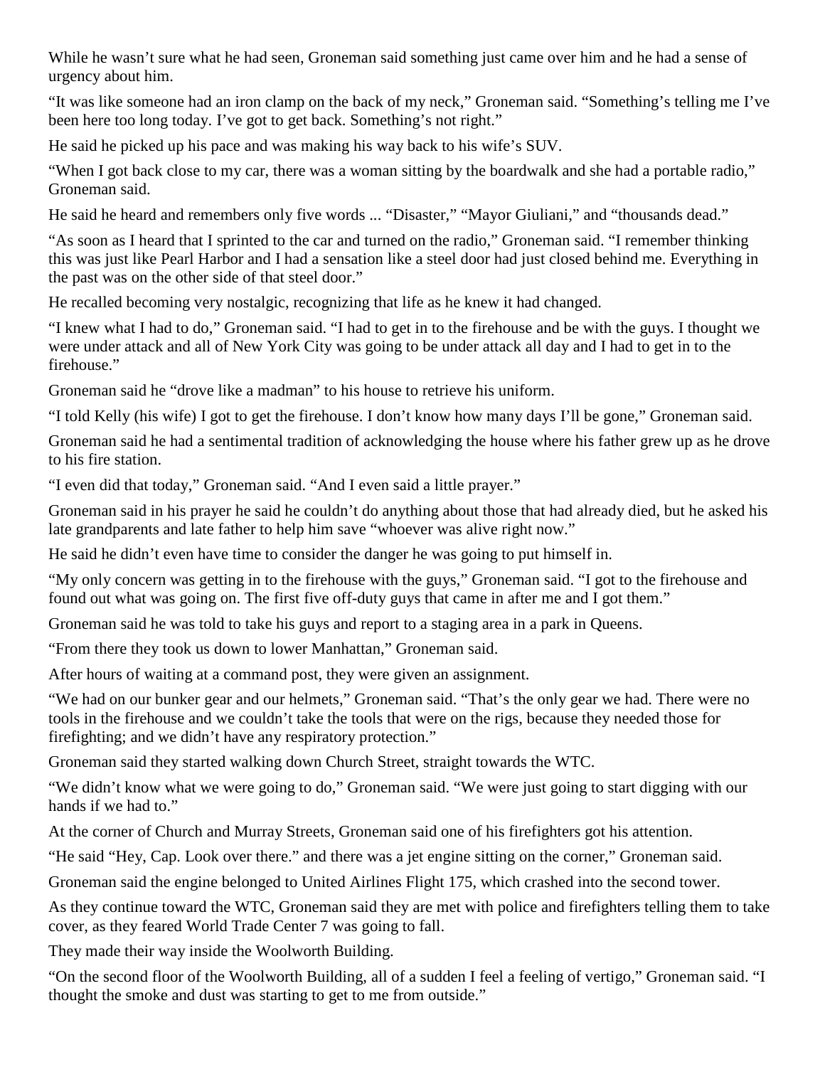While he wasn't sure what he had seen, Groneman said something just came over him and he had a sense of urgency about him.

"It was like someone had an iron clamp on the back of my neck," Groneman said. "Something's telling me I've been here too long today. I've got to get back. Something's not right."

He said he picked up his pace and was making his way back to his wife's SUV.

"When I got back close to my car, there was a woman sitting by the boardwalk and she had a portable radio," Groneman said.

He said he heard and remembers only five words ... "Disaster," "Mayor Giuliani," and "thousands dead."

"As soon as I heard that I sprinted to the car and turned on the radio," Groneman said. "I remember thinking this was just like Pearl Harbor and I had a sensation like a steel door had just closed behind me. Everything in the past was on the other side of that steel door."

He recalled becoming very nostalgic, recognizing that life as he knew it had changed.

"I knew what I had to do," Groneman said. "I had to get in to the firehouse and be with the guys. I thought we were under attack and all of New York City was going to be under attack all day and I had to get in to the firehouse."

Groneman said he "drove like a madman" to his house to retrieve his uniform.

"I told Kelly (his wife) I got to get the firehouse. I don't know how many days I'll be gone," Groneman said.

Groneman said he had a sentimental tradition of acknowledging the house where his father grew up as he drove to his fire station.

"I even did that today," Groneman said. "And I even said a little prayer."

Groneman said in his prayer he said he couldn't do anything about those that had already died, but he asked his late grandparents and late father to help him save "whoever was alive right now."

He said he didn't even have time to consider the danger he was going to put himself in.

"My only concern was getting in to the firehouse with the guys," Groneman said. "I got to the firehouse and found out what was going on. The first five off-duty guys that came in after me and I got them."

Groneman said he was told to take his guys and report to a staging area in a park in Queens.

"From there they took us down to lower Manhattan," Groneman said.

After hours of waiting at a command post, they were given an assignment.

"We had on our bunker gear and our helmets," Groneman said. "That's the only gear we had. There were no tools in the firehouse and we couldn't take the tools that were on the rigs, because they needed those for firefighting; and we didn't have any respiratory protection."

Groneman said they started walking down Church Street, straight towards the WTC.

"We didn't know what we were going to do," Groneman said. "We were just going to start digging with our hands if we had to."

At the corner of Church and Murray Streets, Groneman said one of his firefighters got his attention.

"He said "Hey, Cap. Look over there." and there was a jet engine sitting on the corner," Groneman said.

Groneman said the engine belonged to United Airlines Flight 175, which crashed into the second tower.

As they continue toward the WTC, Groneman said they are met with police and firefighters telling them to take cover, as they feared World Trade Center 7 was going to fall.

They made their way inside the Woolworth Building.

"On the second floor of the Woolworth Building, all of a sudden I feel a feeling of vertigo," Groneman said. "I thought the smoke and dust was starting to get to me from outside."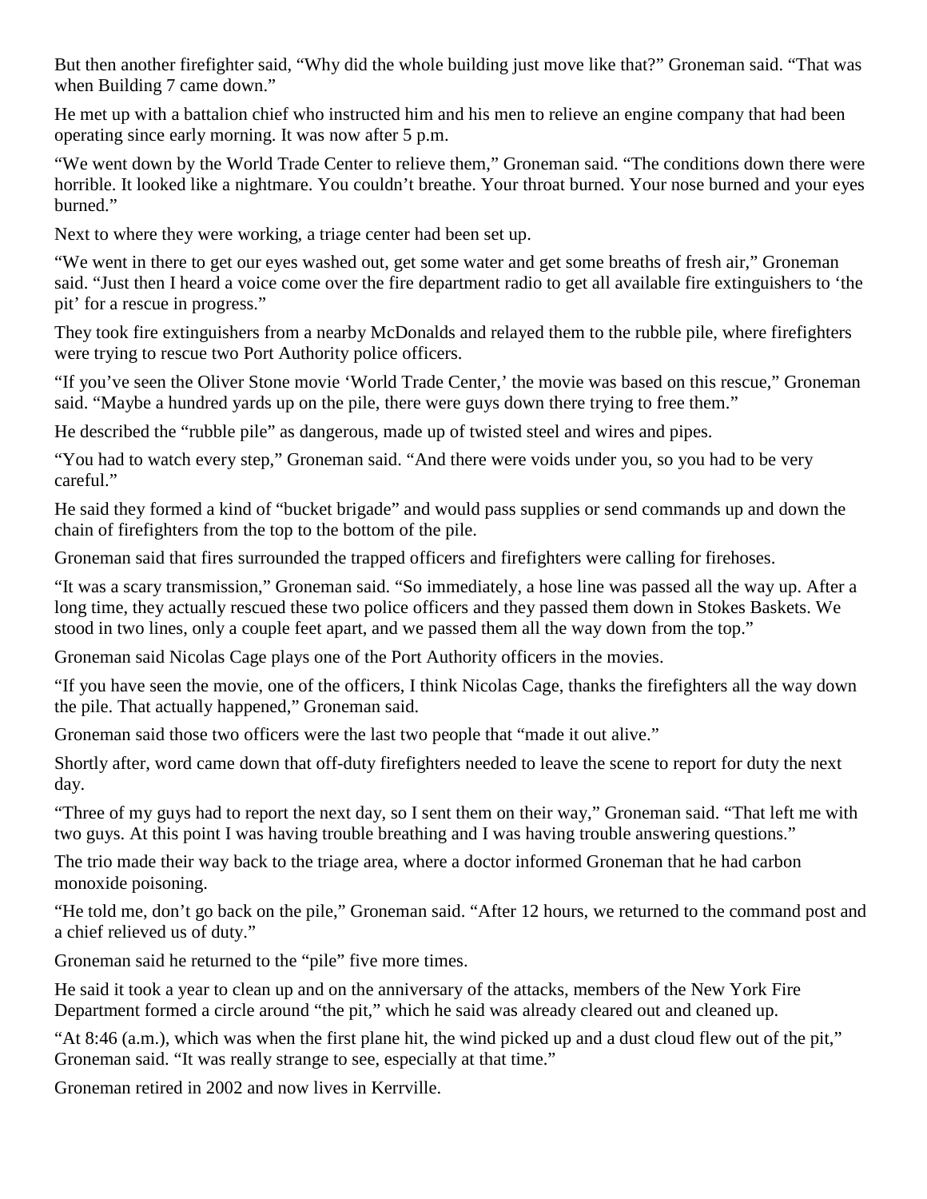But then another firefighter said, "Why did the whole building just move like that?" Groneman said. "That was when Building 7 came down."

He met up with a battalion chief who instructed him and his men to relieve an engine company that had been operating since early morning. It was now after 5 p.m.

"We went down by the World Trade Center to relieve them," Groneman said. "The conditions down there were horrible. It looked like a nightmare. You couldn't breathe. Your throat burned. Your nose burned and your eyes burned."

Next to where they were working, a triage center had been set up.

"We went in there to get our eyes washed out, get some water and get some breaths of fresh air," Groneman said. "Just then I heard a voice come over the fire department radio to get all available fire extinguishers to 'the pit' for a rescue in progress."

They took fire extinguishers from a nearby McDonalds and relayed them to the rubble pile, where firefighters were trying to rescue two Port Authority police officers.

"If you've seen the Oliver Stone movie 'World Trade Center,' the movie was based on this rescue," Groneman said. "Maybe a hundred yards up on the pile, there were guys down there trying to free them."

He described the "rubble pile" as dangerous, made up of twisted steel and wires and pipes.

"You had to watch every step," Groneman said. "And there were voids under you, so you had to be very careful."

He said they formed a kind of "bucket brigade" and would pass supplies or send commands up and down the chain of firefighters from the top to the bottom of the pile.

Groneman said that fires surrounded the trapped officers and firefighters were calling for firehoses.

"It was a scary transmission," Groneman said. "So immediately, a hose line was passed all the way up. After a long time, they actually rescued these two police officers and they passed them down in Stokes Baskets. We stood in two lines, only a couple feet apart, and we passed them all the way down from the top."

Groneman said Nicolas Cage plays one of the Port Authority officers in the movies.

"If you have seen the movie, one of the officers, I think Nicolas Cage, thanks the firefighters all the way down the pile. That actually happened," Groneman said.

Groneman said those two officers were the last two people that "made it out alive."

Shortly after, word came down that off-duty firefighters needed to leave the scene to report for duty the next day.

"Three of my guys had to report the next day, so I sent them on their way," Groneman said. "That left me with two guys. At this point I was having trouble breathing and I was having trouble answering questions."

The trio made their way back to the triage area, where a doctor informed Groneman that he had carbon monoxide poisoning.

"He told me, don't go back on the pile," Groneman said. "After 12 hours, we returned to the command post and a chief relieved us of duty."

Groneman said he returned to the "pile" five more times.

He said it took a year to clean up and on the anniversary of the attacks, members of the New York Fire Department formed a circle around "the pit," which he said was already cleared out and cleaned up.

"At 8:46 (a.m.), which was when the first plane hit, the wind picked up and a dust cloud flew out of the pit," Groneman said. "It was really strange to see, especially at that time."

Groneman retired in 2002 and now lives in Kerrville.